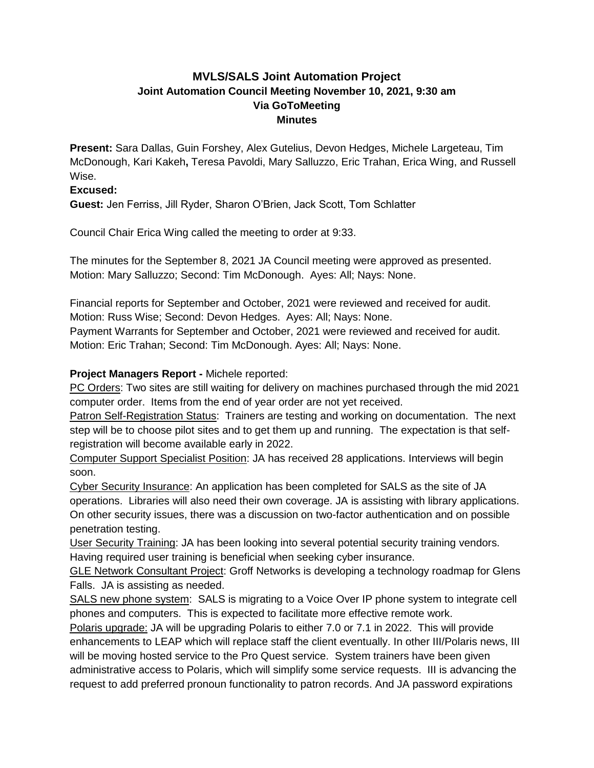# MVLS/SALS Joint Automation Project
## Joint Automation Council Meeting November 10, 2021, 9:30 am
## Via GoToMeeting
## Minutes

**Present:** Sara Dallas, Guin Forshey, Alex Gutelius, Devon Hedges, Michele Largeteau, Tim McDonough, Kari Kakeh**,** Teresa Pavoldi, Mary Salluzzo, Eric Trahan, Erica Wing, and Russell Wise.

**Excused:**

**Guest:** Jen Ferriss, Jill Ryder, Sharon O'Brien, Jack Scott, Tom Schlatter

Council Chair Erica Wing called the meeting to order at 9:33.

The minutes for the September 8, 2021 JA Council meeting were approved as presented. Motion: Mary Salluzzo; Second: Tim McDonough. Ayes: All; Nays: None.

Financial reports for September and October, 2021 were reviewed and received for audit. Motion: Russ Wise; Second: Devon Hedges. Ayes: All; Nays: None.
Payment Warrants for September and October, 2021 were reviewed and received for audit. Motion: Eric Trahan; Second: Tim McDonough. Ayes: All; Nays: None.

**Project Managers Report -** Michele reported:

<u>PC Orders</u>: Two sites are still waiting for delivery on machines purchased through the mid 2021 computer order. Items from the end of year order are not yet received.

<u>Patron Self-Registration Status</u>: Trainers are testing and working on documentation. The next step will be to choose pilot sites and to get them up and running. The expectation is that self-registration will become available early in 2022.

<u>Computer Support Specialist Position</u>: JA has received 28 applications. Interviews will begin soon.

<u>Cyber Security Insurance</u>: An application has been completed for SALS as the site of JA operations. Libraries will also need their own coverage. JA is assisting with library applications. On other security issues, there was a discussion on two-factor authentication and on possible penetration testing.

<u>User Security Training</u>: JA has been looking into several potential security training vendors. Having required user training is beneficial when seeking cyber insurance.

<u>GLE Network Consultant Project</u>: Groff Networks is developing a technology roadmap for Glens Falls. JA is assisting as needed.

<u>SALS new phone system</u>: SALS is migrating to a Voice Over IP phone system to integrate cell phones and computers. This is expected to facilitate more effective remote work.

<u>Polaris upgrade:</u> JA will be upgrading Polaris to either 7.0 or 7.1 in 2022. This will provide enhancements to LEAP which will replace staff the client eventually. In other III/Polaris news, III will be moving hosted service to the Pro Quest service. System trainers have been given administrative access to Polaris, which will simplify some service requests. III is advancing the request to add preferred pronoun functionality to patron records. And JA password expirations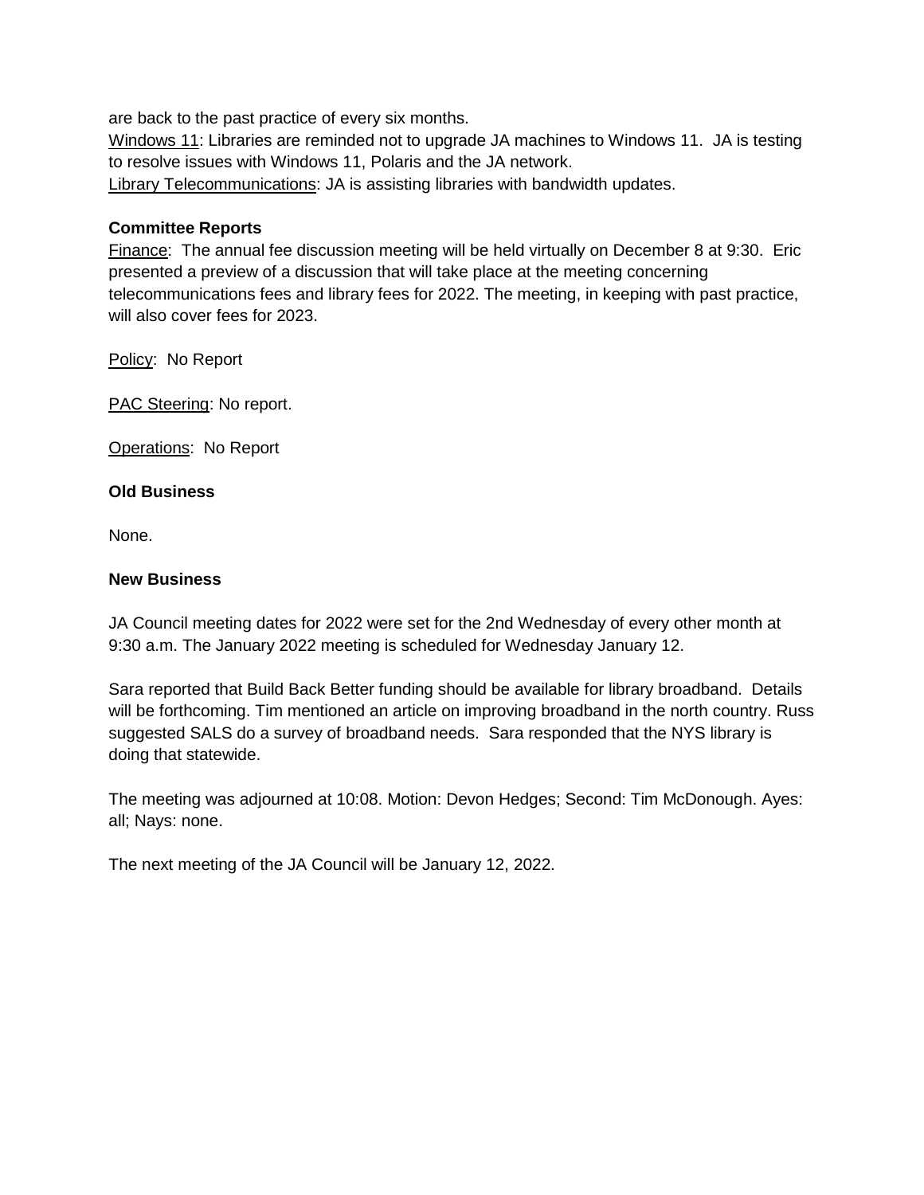are back to the past practice of every six months.

Windows 11: Libraries are reminded not to upgrade JA machines to Windows 11. JA is testing to resolve issues with Windows 11, Polaris and the JA network.

Library Telecommunications: JA is assisting libraries with bandwidth updates.

**Committee Reports**

Finance: The annual fee discussion meeting will be held virtually on December 8 at 9:30. Eric presented a preview of a discussion that will take place at the meeting concerning telecommunications fees and library fees for 2022. The meeting, in keeping with past practice, will also cover fees for 2023.

Policy: No Report

PAC Steering: No report.

Operations: No Report

**Old Business**

None.

**New Business**

JA Council meeting dates for 2022 were set for the 2nd Wednesday of every other month at 9:30 a.m. The January 2022 meeting is scheduled for Wednesday January 12.

Sara reported that Build Back Better funding should be available for library broadband. Details will be forthcoming. Tim mentioned an article on improving broadband in the north country. Russ suggested SALS do a survey of broadband needs. Sara responded that the NYS library is doing that statewide.

The meeting was adjourned at 10:08. Motion: Devon Hedges; Second: Tim McDonough. Ayes: all; Nays: none.

The next meeting of the JA Council will be January 12, 2022.